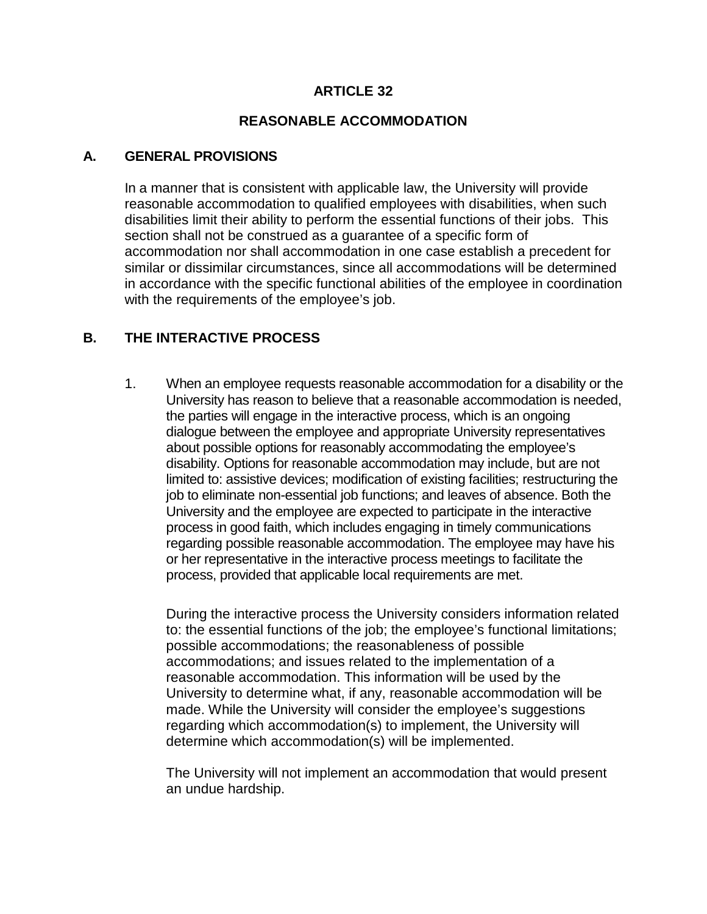# ARTICLE 32

# REASONABLE ACCOMMODATION

## A. GENERAL PROVISIONS

In a manner that is consistent with applicable law, the University will provide reasonable accommodation to qualified employees with disabilities, when such disabilities limit their ability to perform the essential functions of their jobs. This section shall not be construed as a guarantee of a specific form of accommodation nor shall accommodation in one case establish a precedent for similar or dissimilar circumstances, since all accommodations will be determined in accordance with the specific functional abilities of the employee in coordination with the requirements of the employee's job.

## B. THE INTERACTIVE PROCESS

1. When an employee requests reasonable accommodation for a disability or the University has reason to believe that a reasonable accommodation is needed, the parties will engage in the interactive process, which is an ongoing dialogue between the employee and appropriate University representatives about possible options for reasonably accommodating the employee's disability. Options for reasonable accommodation may include, but are not limited to: assistive devices; modification of existing facilities; restructuring the job to eliminate non-essential job functions; and leaves of absence. Both the University and the employee are expected to participate in the interactive process in good faith, which includes engaging in timely communications regarding possible reasonable accommodation. The employee may have his or her representative in the interactive process meetings to facilitate the process, provided that applicable local requirements are met.

   During the interactive process the University considers information related to: the essential functions of the job; the employee's functional limitations; possible accommodations; the reasonableness of possible accommodations; and issues related to the implementation of a reasonable accommodation. This information will be used by the University to determine what, if any, reasonable accommodation will be made. While the University will consider the employee's suggestions regarding which accommodation(s) to implement, the University will determine which accommodation(s) will be implemented.

   The University will not implement an accommodation that would present an undue hardship.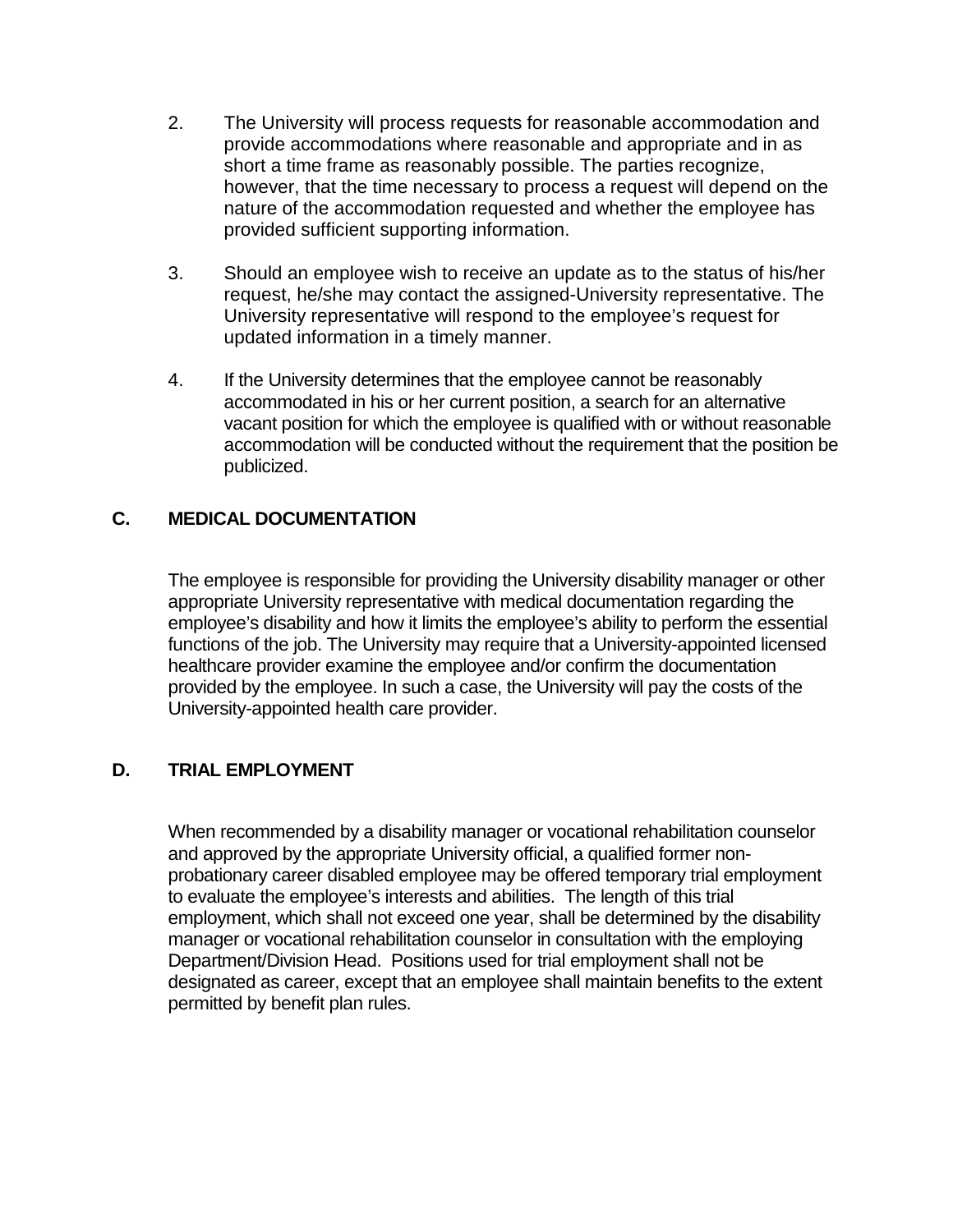2. The University will process requests for reasonable accommodation and provide accommodations where reasonable and appropriate and in as short a time frame as reasonably possible. The parties recognize, however, that the time necessary to process a request will depend on the nature of the accommodation requested and whether the employee has provided sufficient supporting information.

3. Should an employee wish to receive an update as to the status of his/her request, he/she may contact the assigned-University representative. The University representative will respond to the employee's request for updated information in a timely manner.

4. If the University determines that the employee cannot be reasonably accommodated in his or her current position, a search for an alternative vacant position for which the employee is qualified with or without reasonable accommodation will be conducted without the requirement that the position be publicized.

## C. MEDICAL DOCUMENTATION

The employee is responsible for providing the University disability manager or other appropriate University representative with medical documentation regarding the employee's disability and how it limits the employee's ability to perform the essential functions of the job. The University may require that a University-appointed licensed healthcare provider examine the employee and/or confirm the documentation provided by the employee. In such a case, the University will pay the costs of the University-appointed health care provider.

## D. TRIAL EMPLOYMENT

When recommended by a disability manager or vocational rehabilitation counselor and approved by the appropriate University official, a qualified former non-probationary career disabled employee may be offered temporary trial employment to evaluate the employee's interests and abilities. The length of this trial employment, which shall not exceed one year, shall be determined by the disability manager or vocational rehabilitation counselor in consultation with the employing Department/Division Head. Positions used for trial employment shall not be designated as career, except that an employee shall maintain benefits to the extent permitted by benefit plan rules.